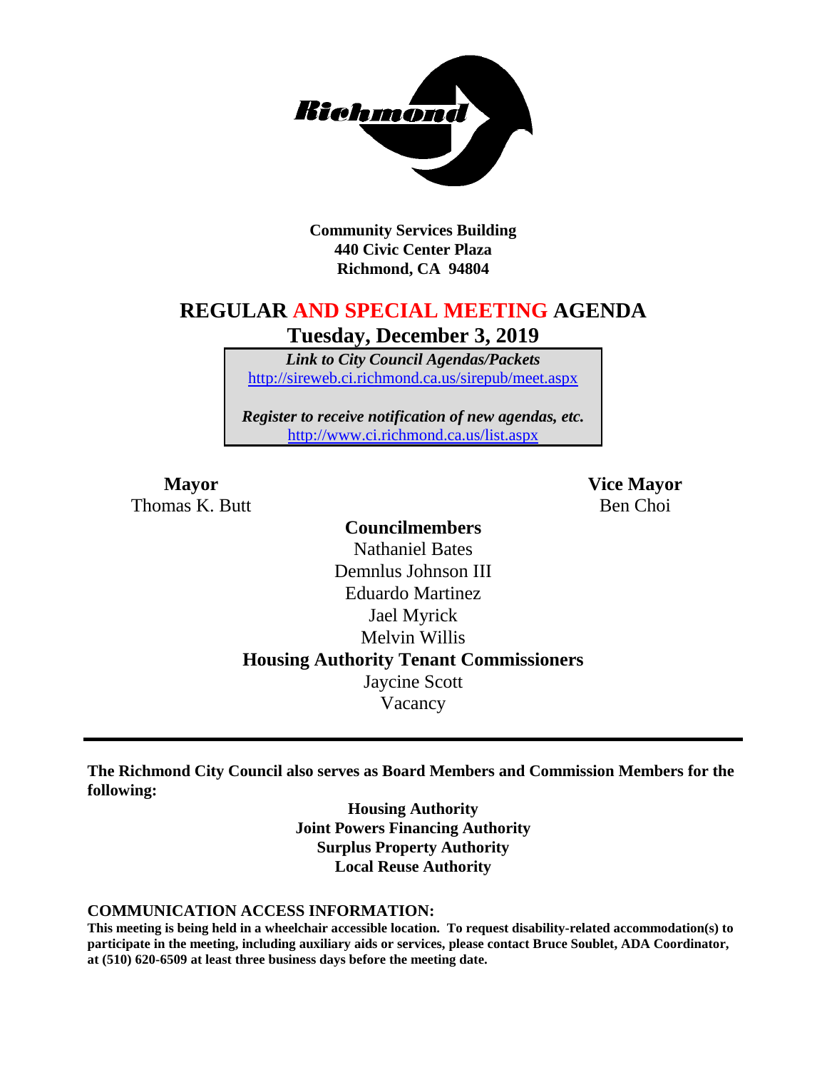Community Services Building
440 Civic Center Plaza
Richmond, CA 94804

# REGULAR AND SPECIAL MEETING AGENDA

## Tuesday, December 3, 2019

*Link to City Council Agendas/Packets*
http://sireweb.ci.richmond.ca.us/sirepub/meet.aspx

*Register to receive notification of new agendas, etc.*
http://www.ci.richmond.ca.us/list.aspx

**Mayor**
Thomas K. Butt

**Vice Mayor**
Ben Choi

**Councilmembers**
Nathaniel Bates
Demnlus Johnson III
Eduardo Martinez
Jael Myrick
Melvin Willis

**Housing Authority Tenant Commissioners**
Jaycine Scott
Vacancy

---

**The Richmond City Council also serves as Board Members and Commission Members for the following:**

**Housing Authority**
**Joint Powers Financing Authority**
**Surplus Property Authority**
**Local Reuse Authority**

**COMMUNICATION ACCESS INFORMATION:**

**This meeting is being held in a wheelchair accessible location. To request disability-related accommodation(s) to participate in the meeting, including auxiliary aids or services, please contact Bruce Soublet, ADA Coordinator, at (510) 620-6509 at least three business days before the meeting date.**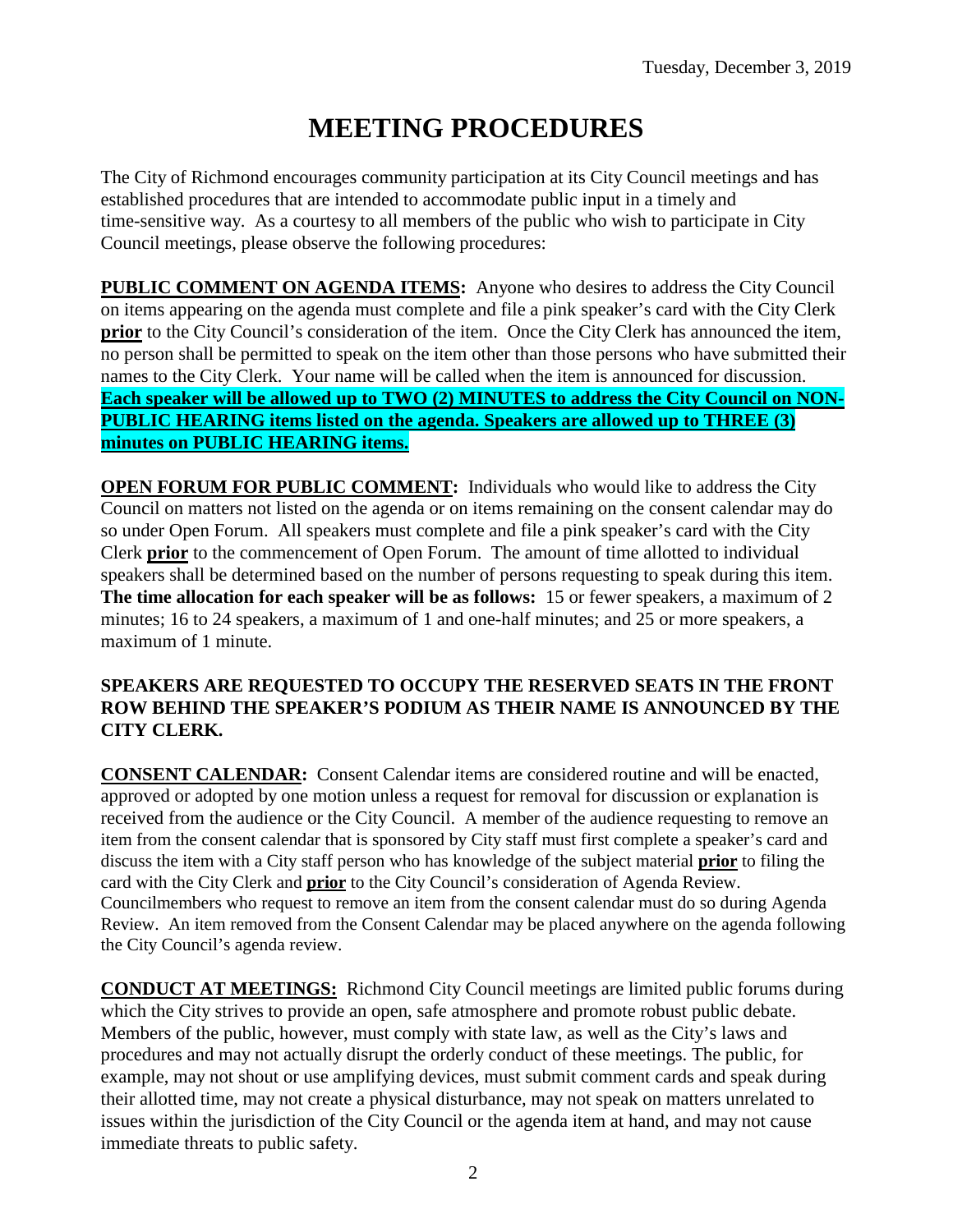Tuesday, December 3, 2019

# MEETING PROCEDURES

The City of Richmond encourages community participation at its City Council meetings and has established procedures that are intended to accommodate public input in a timely and time-sensitive way. As a courtesy to all members of the public who wish to participate in City Council meetings, please observe the following procedures:

**PUBLIC COMMENT ON AGENDA ITEMS:** Anyone who desires to address the City Council on items appearing on the agenda must complete and file a pink speaker's card with the City Clerk **prior** to the City Council's consideration of the item. Once the City Clerk has announced the item, no person shall be permitted to speak on the item other than those persons who have submitted their names to the City Clerk. Your name will be called when the item is announced for discussion. **Each speaker will be allowed up to TWO (2) MINUTES to address the City Council on NON-PUBLIC HEARING items listed on the agenda. Speakers are allowed up to THREE (3) minutes on PUBLIC HEARING items.**

**OPEN FORUM FOR PUBLIC COMMENT:** Individuals who would like to address the City Council on matters not listed on the agenda or on items remaining on the consent calendar may do so under Open Forum. All speakers must complete and file a pink speaker's card with the City Clerk **prior** to the commencement of Open Forum. The amount of time allotted to individual speakers shall be determined based on the number of persons requesting to speak during this item. **The time allocation for each speaker will be as follows:** 15 or fewer speakers, a maximum of 2 minutes; 16 to 24 speakers, a maximum of 1 and one-half minutes; and 25 or more speakers, a maximum of 1 minute.

**SPEAKERS ARE REQUESTED TO OCCUPY THE RESERVED SEATS IN THE FRONT ROW BEHIND THE SPEAKER'S PODIUM AS THEIR NAME IS ANNOUNCED BY THE CITY CLERK.**

**CONSENT CALENDAR:** Consent Calendar items are considered routine and will be enacted, approved or adopted by one motion unless a request for removal for discussion or explanation is received from the audience or the City Council. A member of the audience requesting to remove an item from the consent calendar that is sponsored by City staff must first complete a speaker's card and discuss the item with a City staff person who has knowledge of the subject material **prior** to filing the card with the City Clerk and **prior** to the City Council's consideration of Agenda Review. Councilmembers who request to remove an item from the consent calendar must do so during Agenda Review. An item removed from the Consent Calendar may be placed anywhere on the agenda following the City Council's agenda review.

**CONDUCT AT MEETINGS:** Richmond City Council meetings are limited public forums during which the City strives to provide an open, safe atmosphere and promote robust public debate. Members of the public, however, must comply with state law, as well as the City's laws and procedures and may not actually disrupt the orderly conduct of these meetings. The public, for example, may not shout or use amplifying devices, must submit comment cards and speak during their allotted time, may not create a physical disturbance, may not speak on matters unrelated to issues within the jurisdiction of the City Council or the agenda item at hand, and may not cause immediate threats to public safety.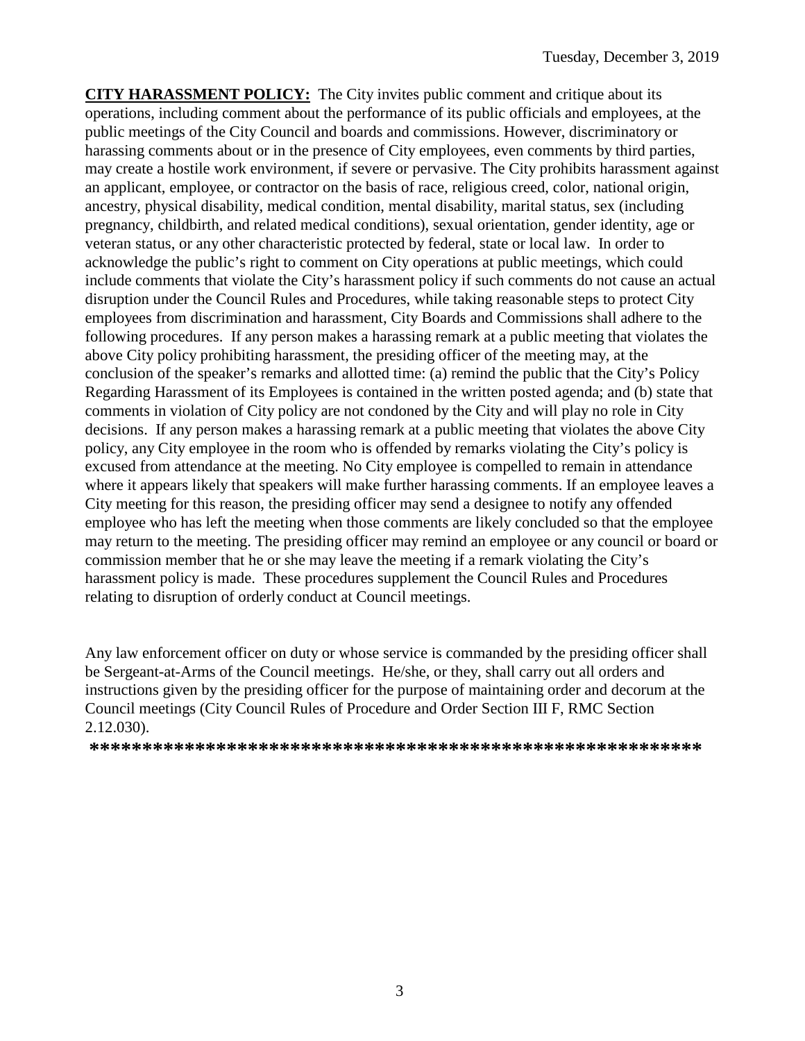**CITY HARASSMENT POLICY:** The City invites public comment and critique about its operations, including comment about the performance of its public officials and employees, at the public meetings of the City Council and boards and commissions. However, discriminatory or harassing comments about or in the presence of City employees, even comments by third parties, may create a hostile work environment, if severe or pervasive. The City prohibits harassment against an applicant, employee, or contractor on the basis of race, religious creed, color, national origin, ancestry, physical disability, medical condition, mental disability, marital status, sex (including pregnancy, childbirth, and related medical conditions), sexual orientation, gender identity, age or veteran status, or any other characteristic protected by federal, state or local law. In order to acknowledge the public's right to comment on City operations at public meetings, which could include comments that violate the City's harassment policy if such comments do not cause an actual disruption under the Council Rules and Procedures, while taking reasonable steps to protect City employees from discrimination and harassment, City Boards and Commissions shall adhere to the following procedures. If any person makes a harassing remark at a public meeting that violates the above City policy prohibiting harassment, the presiding officer of the meeting may, at the conclusion of the speaker's remarks and allotted time: (a) remind the public that the City's Policy Regarding Harassment of its Employees is contained in the written posted agenda; and (b) state that comments in violation of City policy are not condoned by the City and will play no role in City decisions. If any person makes a harassing remark at a public meeting that violates the above City policy, any City employee in the room who is offended by remarks violating the City's policy is excused from attendance at the meeting. No City employee is compelled to remain in attendance where it appears likely that speakers will make further harassing comments. If an employee leaves a City meeting for this reason, the presiding officer may send a designee to notify any offended employee who has left the meeting when those comments are likely concluded so that the employee may return to the meeting. The presiding officer may remind an employee or any council or board or commission member that he or she may leave the meeting if a remark violating the City's harassment policy is made. These procedures supplement the Council Rules and Procedures relating to disruption of orderly conduct at Council meetings.

Any law enforcement officer on duty or whose service is commanded by the presiding officer shall be Sergeant-at-Arms of the Council meetings. He/she, or they, shall carry out all orders and instructions given by the presiding officer for the purpose of maintaining order and decorum at the Council meetings (City Council Rules of Procedure and Order Section III F, RMC Section 2.12.030).

**********************************************************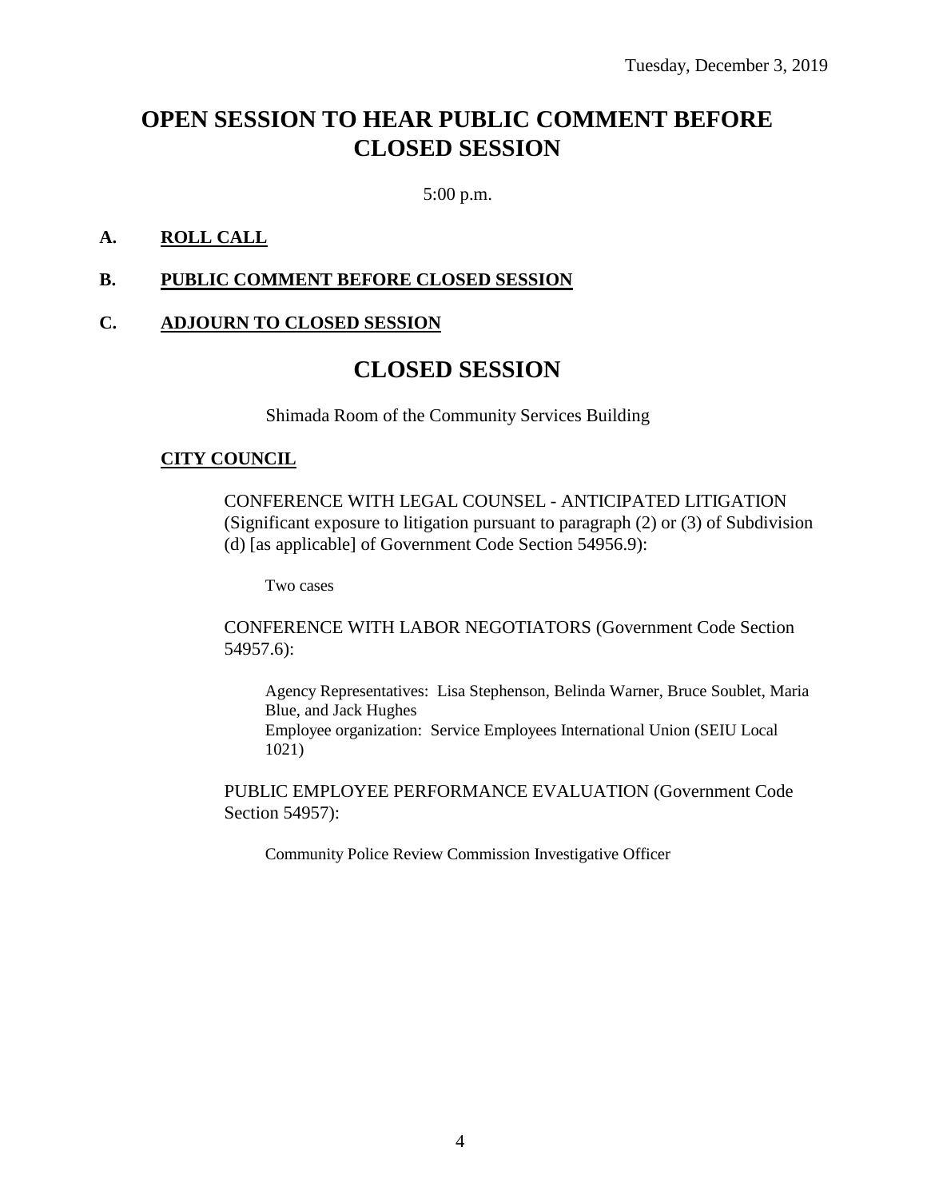Tuesday, December 3, 2019

# OPEN SESSION TO HEAR PUBLIC COMMENT BEFORE CLOSED SESSION

5:00 p.m.

**A. ROLL CALL**

**B. PUBLIC COMMENT BEFORE CLOSED SESSION**

**C. ADJOURN TO CLOSED SESSION**

# CLOSED SESSION

Shimada Room of the Community Services Building

**CITY COUNCIL**

CONFERENCE WITH LEGAL COUNSEL - ANTICIPATED LITIGATION (Significant exposure to litigation pursuant to paragraph (2) or (3) of Subdivision (d) [as applicable] of Government Code Section 54956.9):

Two cases

CONFERENCE WITH LABOR NEGOTIATORS (Government Code Section 54957.6):

Agency Representatives: Lisa Stephenson, Belinda Warner, Bruce Soublet, Maria Blue, and Jack Hughes
Employee organization: Service Employees International Union (SEIU Local 1021)

PUBLIC EMPLOYEE PERFORMANCE EVALUATION (Government Code Section 54957):

Community Police Review Commission Investigative Officer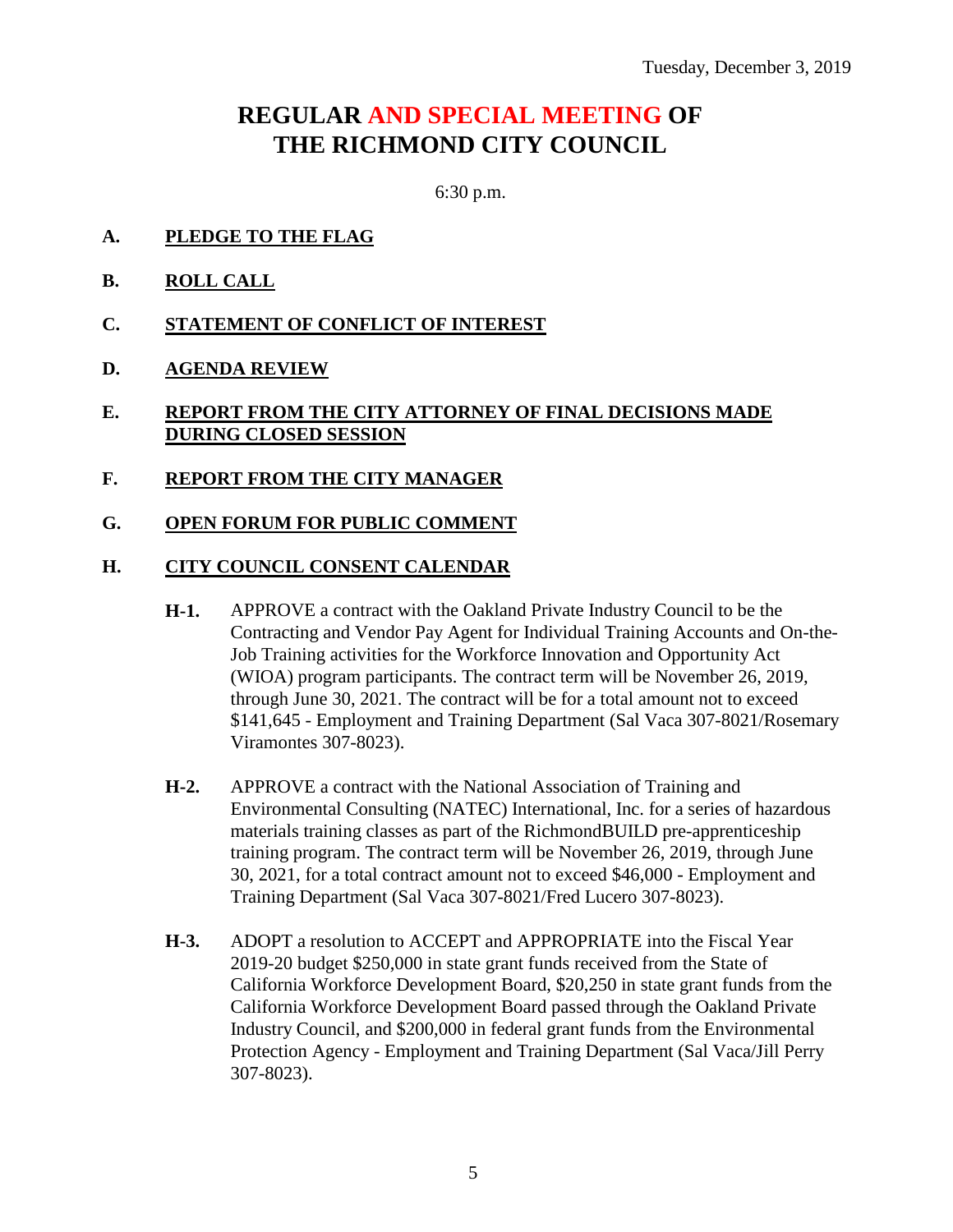Tuesday, December 3, 2019

# REGULAR AND SPECIAL MEETING OF THE RICHMOND CITY COUNCIL

6:30 p.m.

**A. PLEDGE TO THE FLAG**

**B. ROLL CALL**

**C. STATEMENT OF CONFLICT OF INTEREST**

**D. AGENDA REVIEW**

**E. REPORT FROM THE CITY ATTORNEY OF FINAL DECISIONS MADE DURING CLOSED SESSION**

**F. REPORT FROM THE CITY MANAGER**

**G. OPEN FORUM FOR PUBLIC COMMENT**

**H. CITY COUNCIL CONSENT CALENDAR**

**H-1.** APPROVE a contract with the Oakland Private Industry Council to be the Contracting and Vendor Pay Agent for Individual Training Accounts and On-the-Job Training activities for the Workforce Innovation and Opportunity Act (WIOA) program participants. The contract term will be November 26, 2019, through June 30, 2021. The contract will be for a total amount not to exceed $141,645 - Employment and Training Department (Sal Vaca 307-8021/Rosemary Viramontes 307-8023).

**H-2.** APPROVE a contract with the National Association of Training and Environmental Consulting (NATEC) International, Inc. for a series of hazardous materials training classes as part of the RichmondBUILD pre-apprenticeship training program. The contract term will be November 26, 2019, through June 30, 2021, for a total contract amount not to exceed $46,000 - Employment and Training Department (Sal Vaca 307-8021/Fred Lucero 307-8023).

**H-3.** ADOPT a resolution to ACCEPT and APPROPRIATE into the Fiscal Year 2019-20 budget $250,000 in state grant funds received from the State of California Workforce Development Board, $20,250 in state grant funds from the California Workforce Development Board passed through the Oakland Private Industry Council, and $200,000 in federal grant funds from the Environmental Protection Agency - Employment and Training Department (Sal Vaca/Jill Perry 307-8023).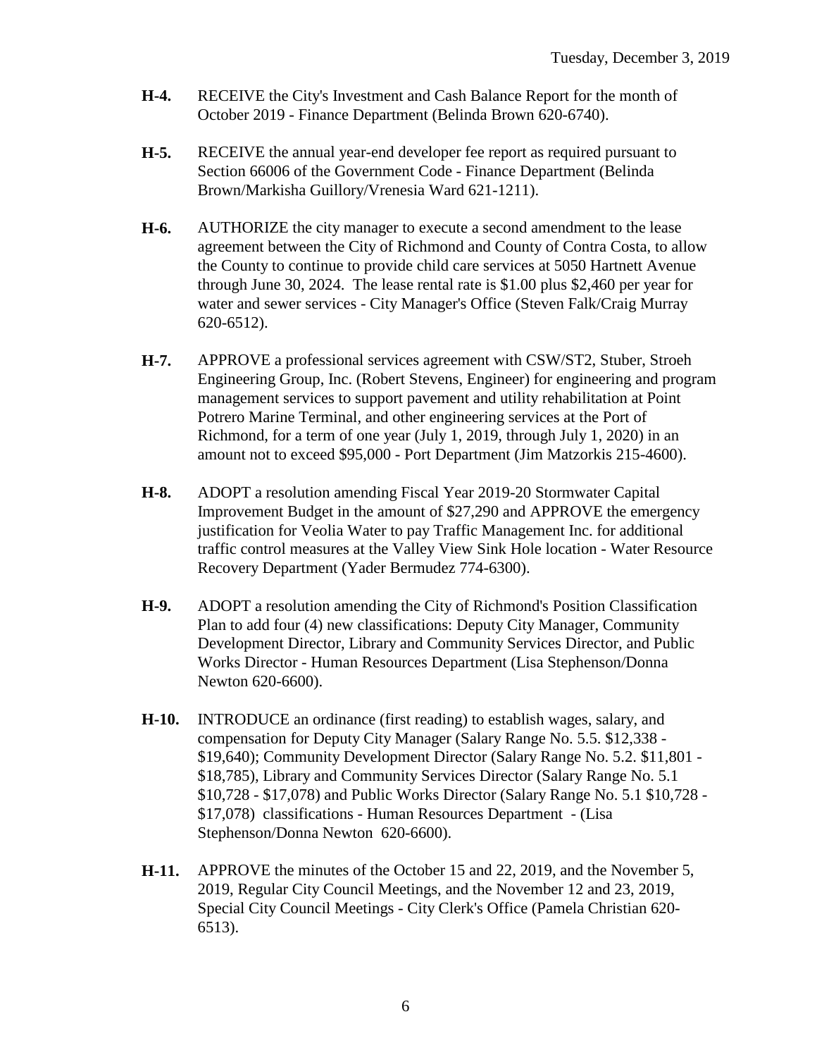**H-4.** RECEIVE the City's Investment and Cash Balance Report for the month of October 2019 - Finance Department (Belinda Brown 620-6740).

**H-5.** RECEIVE the annual year-end developer fee report as required pursuant to Section 66006 of the Government Code - Finance Department (Belinda Brown/Markisha Guillory/Vrenesia Ward 621-1211).

**H-6.** AUTHORIZE the city manager to execute a second amendment to the lease agreement between the City of Richmond and County of Contra Costa, to allow the County to continue to provide child care services at 5050 Hartnett Avenue through June 30, 2024. The lease rental rate is $1.00 plus $2,460 per year for water and sewer services - City Manager's Office (Steven Falk/Craig Murray 620-6512).

**H-7.** APPROVE a professional services agreement with CSW/ST2, Stuber, Stroeh Engineering Group, Inc. (Robert Stevens, Engineer) for engineering and program management services to support pavement and utility rehabilitation at Point Potrero Marine Terminal, and other engineering services at the Port of Richmond, for a term of one year (July 1, 2019, through July 1, 2020) in an amount not to exceed $95,000 - Port Department (Jim Matzorkis 215-4600).

**H-8.** ADOPT a resolution amending Fiscal Year 2019-20 Stormwater Capital Improvement Budget in the amount of $27,290 and APPROVE the emergency justification for Veolia Water to pay Traffic Management Inc. for additional traffic control measures at the Valley View Sink Hole location - Water Resource Recovery Department (Yader Bermudez 774-6300).

**H-9.** ADOPT a resolution amending the City of Richmond's Position Classification Plan to add four (4) new classifications: Deputy City Manager, Community Development Director, Library and Community Services Director, and Public Works Director - Human Resources Department (Lisa Stephenson/Donna Newton 620-6600).

**H-10.** INTRODUCE an ordinance (first reading) to establish wages, salary, and compensation for Deputy City Manager (Salary Range No. 5.5. $12,338 - $19,640); Community Development Director (Salary Range No. 5.2. $11,801 - $18,785), Library and Community Services Director (Salary Range No. 5.1 $10,728 - $17,078) and Public Works Director (Salary Range No. 5.1 $10,728 - $17,078) classifications - Human Resources Department - (Lisa Stephenson/Donna Newton 620-6600).

**H-11.** APPROVE the minutes of the October 15 and 22, 2019, and the November 5, 2019, Regular City Council Meetings, and the November 12 and 23, 2019, Special City Council Meetings - City Clerk's Office (Pamela Christian 620-6513).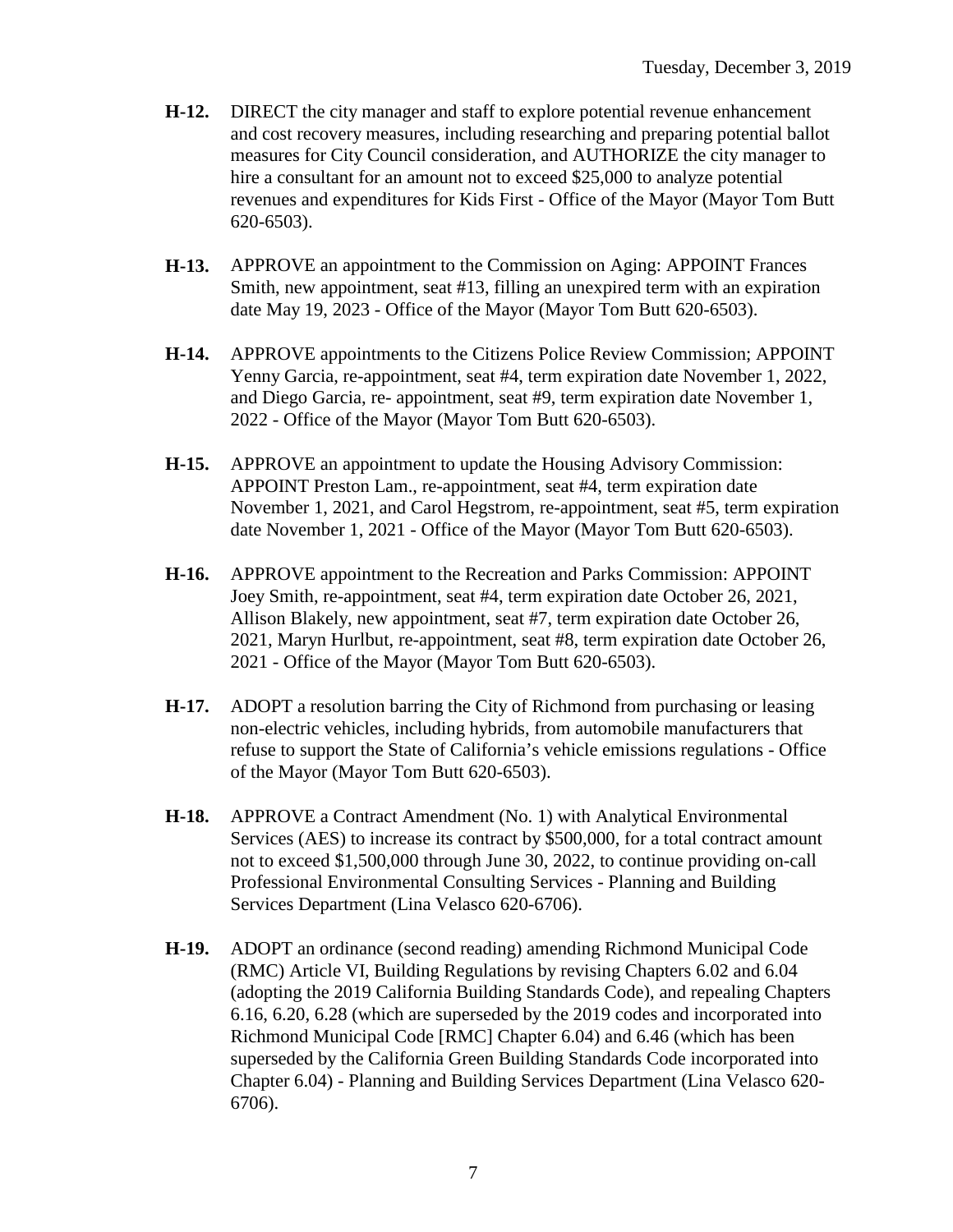**H-12.** DIRECT the city manager and staff to explore potential revenue enhancement and cost recovery measures, including researching and preparing potential ballot measures for City Council consideration, and AUTHORIZE the city manager to hire a consultant for an amount not to exceed $25,000 to analyze potential revenues and expenditures for Kids First - Office of the Mayor (Mayor Tom Butt 620-6503).

**H-13.** APPROVE an appointment to the Commission on Aging: APPOINT Frances Smith, new appointment, seat #13, filling an unexpired term with an expiration date May 19, 2023 - Office of the Mayor (Mayor Tom Butt 620-6503).

**H-14.** APPROVE appointments to the Citizens Police Review Commission; APPOINT Yenny Garcia, re-appointment, seat #4, term expiration date November 1, 2022, and Diego Garcia, re- appointment, seat #9, term expiration date November 1, 2022 - Office of the Mayor (Mayor Tom Butt 620-6503).

**H-15.** APPROVE an appointment to update the Housing Advisory Commission: APPOINT Preston Lam., re-appointment, seat #4, term expiration date November 1, 2021, and Carol Hegstrom, re-appointment, seat #5, term expiration date November 1, 2021 - Office of the Mayor (Mayor Tom Butt 620-6503).

**H-16.** APPROVE appointment to the Recreation and Parks Commission: APPOINT Joey Smith, re-appointment, seat #4, term expiration date October 26, 2021, Allison Blakely, new appointment, seat #7, term expiration date October 26, 2021, Maryn Hurlbut, re-appointment, seat #8, term expiration date October 26, 2021 - Office of the Mayor (Mayor Tom Butt 620-6503).

**H-17.** ADOPT a resolution barring the City of Richmond from purchasing or leasing non-electric vehicles, including hybrids, from automobile manufacturers that refuse to support the State of California's vehicle emissions regulations - Office of the Mayor (Mayor Tom Butt 620-6503).

**H-18.** APPROVE a Contract Amendment (No. 1) with Analytical Environmental Services (AES) to increase its contract by $500,000, for a total contract amount not to exceed $1,500,000 through June 30, 2022, to continue providing on-call Professional Environmental Consulting Services - Planning and Building Services Department (Lina Velasco 620-6706).

**H-19.** ADOPT an ordinance (second reading) amending Richmond Municipal Code (RMC) Article VI, Building Regulations by revising Chapters 6.02 and 6.04 (adopting the 2019 California Building Standards Code), and repealing Chapters 6.16, 6.20, 6.28 (which are superseded by the 2019 codes and incorporated into Richmond Municipal Code [RMC] Chapter 6.04) and 6.46 (which has been superseded by the California Green Building Standards Code incorporated into Chapter 6.04) - Planning and Building Services Department (Lina Velasco 620-6706).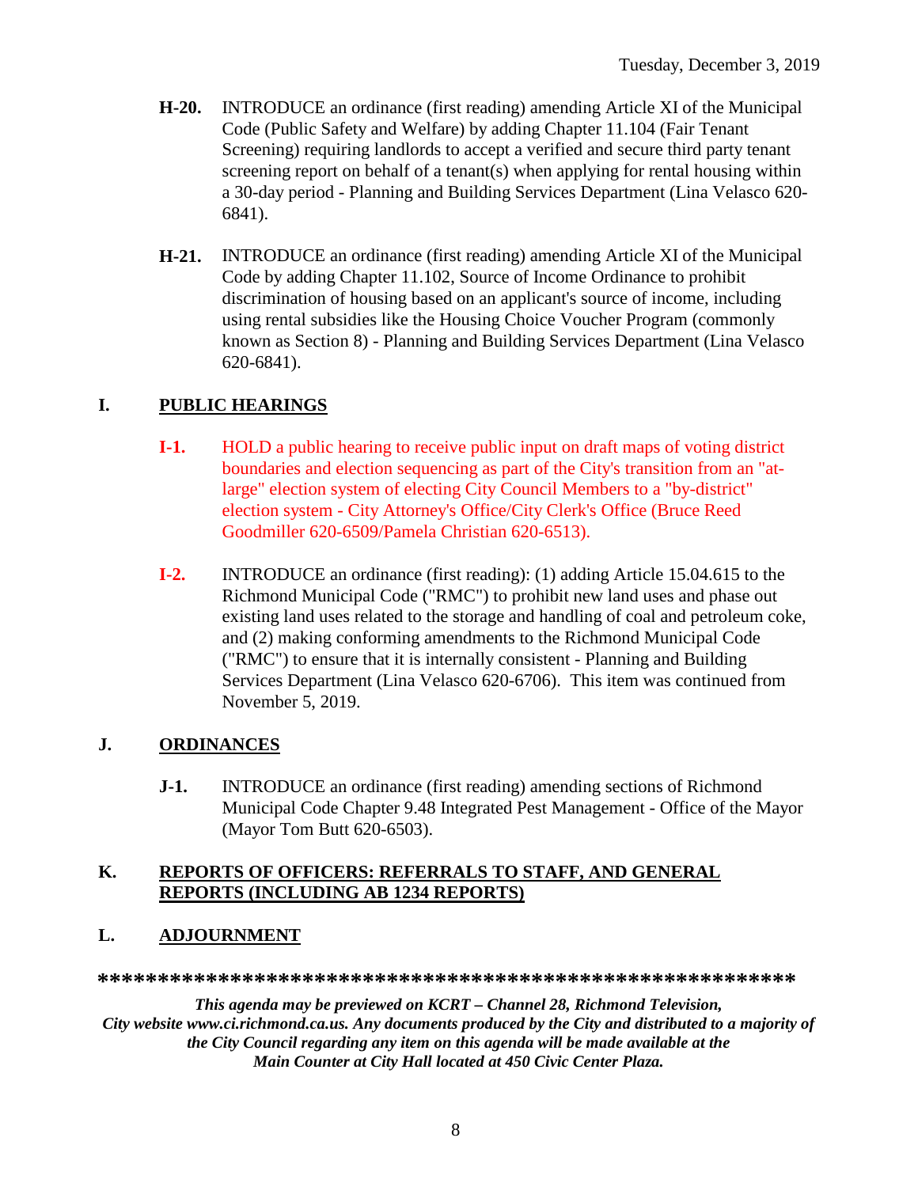**H-20.** INTRODUCE an ordinance (first reading) amending Article XI of the Municipal Code (Public Safety and Welfare) by adding Chapter 11.104 (Fair Tenant Screening) requiring landlords to accept a verified and secure third party tenant screening report on behalf of a tenant(s) when applying for rental housing within a 30-day period - Planning and Building Services Department (Lina Velasco 620-6841).

**H-21.** INTRODUCE an ordinance (first reading) amending Article XI of the Municipal Code by adding Chapter 11.102, Source of Income Ordinance to prohibit discrimination of housing based on an applicant's source of income, including using rental subsidies like the Housing Choice Voucher Program (commonly known as Section 8) - Planning and Building Services Department (Lina Velasco 620-6841).

## I. PUBLIC HEARINGS

**I-1.** HOLD a public hearing to receive public input on draft maps of voting district boundaries and election sequencing as part of the City's transition from an "at-large" election system of electing City Council Members to a "by-district" election system - City Attorney's Office/City Clerk's Office (Bruce Reed Goodmiller 620-6509/Pamela Christian 620-6513).

**I-2.** INTRODUCE an ordinance (first reading): (1) adding Article 15.04.615 to the Richmond Municipal Code ("RMC") to prohibit new land uses and phase out existing land uses related to the storage and handling of coal and petroleum coke, and (2) making conforming amendments to the Richmond Municipal Code ("RMC") to ensure that it is internally consistent - Planning and Building Services Department (Lina Velasco 620-6706). This item was continued from November 5, 2019.

## J. ORDINANCES

**J-1.** INTRODUCE an ordinance (first reading) amending sections of Richmond Municipal Code Chapter 9.48 Integrated Pest Management - Office of the Mayor (Mayor Tom Butt 620-6503).

## K. REPORTS OF OFFICERS: REFERRALS TO STAFF, AND GENERAL REPORTS (INCLUDING AB 1234 REPORTS)

## L. ADJOURNMENT

**\*\*\*\*\*\*\*\*\*\*\*\*\*\*\*\*\*\*\*\*\*\*\*\*\*\*\*\*\*\*\*\*\*\*\*\*\*\*\*\*\*\*\*\*\*\*\*\*\*\*\*\*\*\*\*\*\*\*\***

***This agenda may be previewed on KCRT – Channel 28, Richmond Television, City website www.ci.richmond.ca.us. Any documents produced by the City and distributed to a majority of the City Council regarding any item on this agenda will be made available at the Main Counter at City Hall located at 450 Civic Center Plaza.***